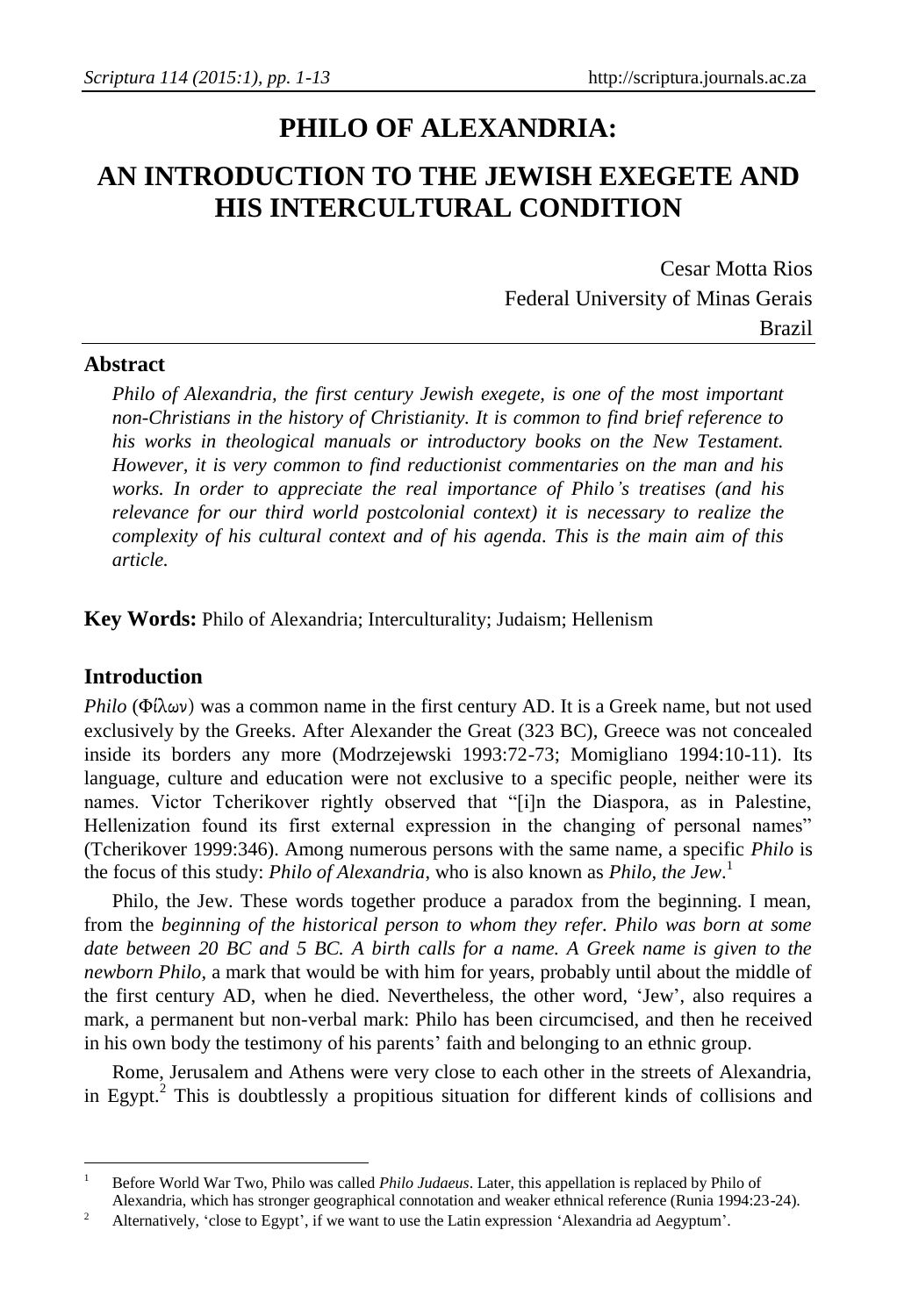# PHILO OF ALEXANDRIA:

# AN INTRODUCTION TO THE JEWISH EXEGETE AND HIS INTERCULTURAL CONDITION

Cesar Motta Rios
Federal University of Minas Gerais
Brazil

## Abstract

*Philo of Alexandria, the first century Jewish exegete, is one of the most important non-Christians in the history of Christianity. It is common to find brief reference to his works in theological manuals or introductory books on the New Testament. However, it is very common to find reductionist commentaries on the man and his works. In order to appreciate the real importance of Philo's treatises (and his relevance for our third world postcolonial context) it is necessary to realize the complexity of his cultural context and of his agenda. This is the main aim of this article.*

**Key Words:** Philo of Alexandria; Interculturality; Judaism; Hellenism

## Introduction

*Philo* (Φίλων) was a common name in the first century AD. It is a Greek name, but not used exclusively by the Greeks. After Alexander the Great (323 BC), Greece was not concealed inside its borders any more (Modrzejewski 1993:72-73; Momigliano 1994:10-11). Its language, culture and education were not exclusive to a specific people, neither were its names. Victor Tcherikover rightly observed that "[i]n the Diaspora, as in Palestine, Hellenization found its first external expression in the changing of personal names" (Tcherikover 1999:346). Among numerous persons with the same name, a specific *Philo* is the focus of this study: *Philo of Alexandria*, who is also known as *Philo, the Jew*.[1]

Philo, the Jew. These words together produce a paradox from the beginning. I mean, from the *beginning of the historical person to whom they refer. Philo was born at some date between 20 BC and 5 BC. A birth calls for a name. A Greek name is given to the newborn Philo,* a mark that would be with him for years, probably until about the middle of the first century AD, when he died. Nevertheless, the other word, 'Jew', also requires a mark, a permanent but non-verbal mark: Philo has been circumcised, and then he received in his own body the testimony of his parents' faith and belonging to an ethnic group.

Rome, Jerusalem and Athens were very close to each other in the streets of Alexandria, in Egypt.[2] This is doubtlessly a propitious situation for different kinds of collisions and

---

[1] Before World War Two, Philo was called *Philo Judaeus*. Later, this appellation is replaced by Philo of Alexandria, which has stronger geographical connotation and weaker ethnical reference (Runia 1994:23-24).

[2] Alternatively, 'close to Egypt', if we want to use the Latin expression 'Alexandria ad Aegyptum'.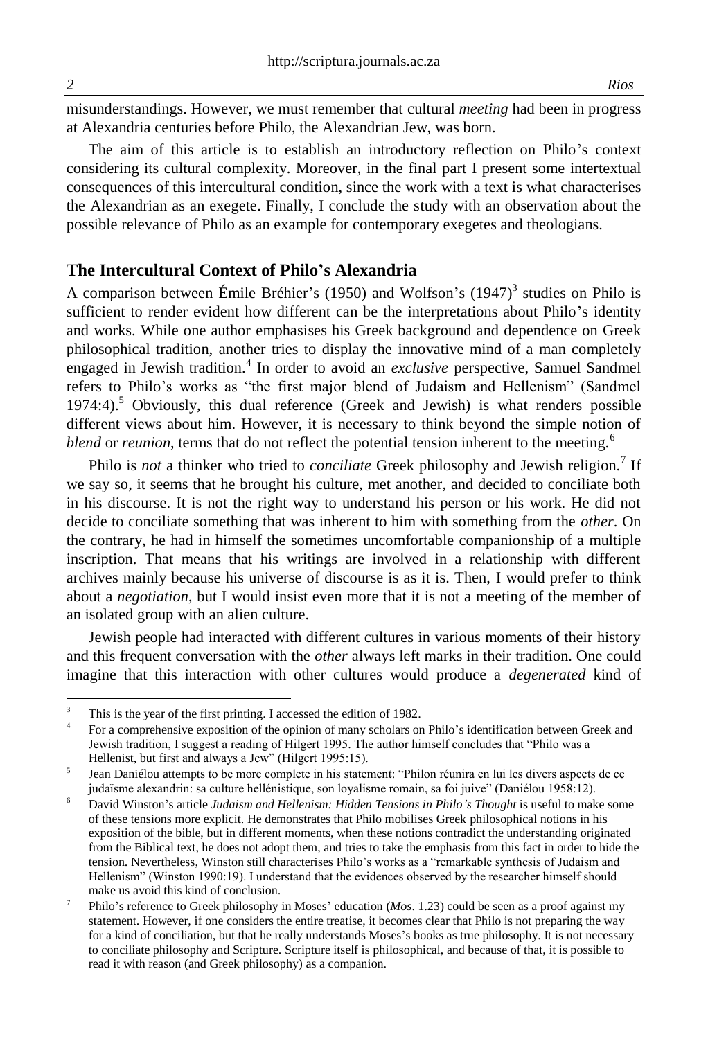misunderstandings. However, we must remember that cultural *meeting* had been in progress at Alexandria centuries before Philo, the Alexandrian Jew, was born.

The aim of this article is to establish an introductory reflection on Philo's context considering its cultural complexity. Moreover, in the final part I present some intertextual consequences of this intercultural condition, since the work with a text is what characterises the Alexandrian as an exegete. Finally, I conclude the study with an observation about the possible relevance of Philo as an example for contemporary exegetes and theologians.

## The Intercultural Context of Philo's Alexandria

A comparison between Émile Bréhier's (1950) and Wolfson's (1947)[3] studies on Philo is sufficient to render evident how different can be the interpretations about Philo's identity and works. While one author emphasises his Greek background and dependence on Greek philosophical tradition, another tries to display the innovative mind of a man completely engaged in Jewish tradition.[4] In order to avoid an *exclusive* perspective, Samuel Sandmel refers to Philo's works as "the first major blend of Judaism and Hellenism" (Sandmel 1974:4).[5] Obviously, this dual reference (Greek and Jewish) is what renders possible different views about him. However, it is necessary to think beyond the simple notion of *blend* or *reunion*, terms that do not reflect the potential tension inherent to the meeting.[6]

Philo is *not* a thinker who tried to *conciliate* Greek philosophy and Jewish religion.[7] If we say so, it seems that he brought his culture, met another, and decided to conciliate both in his discourse. It is not the right way to understand his person or his work. He did not decide to conciliate something that was inherent to him with something from the *other*. On the contrary, he had in himself the sometimes uncomfortable companionship of a multiple inscription. That means that his writings are involved in a relationship with different archives mainly because his universe of discourse is as it is. Then, I would prefer to think about a *negotiation*, but I would insist even more that it is not a meeting of the member of an isolated group with an alien culture.

Jewish people had interacted with different cultures in various moments of their history and this frequent conversation with the *other* always left marks in their tradition. One could imagine that this interaction with other cultures would produce a *degenerated* kind of

---

[3] This is the year of the first printing. I accessed the edition of 1982.

[4] For a comprehensive exposition of the opinion of many scholars on Philo's identification between Greek and Jewish tradition, I suggest a reading of Hilgert 1995. The author himself concludes that "Philo was a Hellenist, but first and always a Jew" (Hilgert 1995:15).

[5] Jean Daniélou attempts to be more complete in his statement: "Philon réunira en lui les divers aspects de ce judaïsme alexandrin: sa culture hellénistique, son loyalisme romain, sa foi juive" (Daniélou 1958:12).

[6] David Winston's article *Judaism and Hellenism: Hidden Tensions in Philo's Thought* is useful to make some of these tensions more explicit. He demonstrates that Philo mobilises Greek philosophical notions in his exposition of the bible, but in different moments, when these notions contradict the understanding originated from the Biblical text, he does not adopt them, and tries to take the emphasis from this fact in order to hide the tension. Nevertheless, Winston still characterises Philo's works as a "remarkable synthesis of Judaism and Hellenism" (Winston 1990:19). I understand that the evidences observed by the researcher himself should make us avoid this kind of conclusion.

[7] Philo's reference to Greek philosophy in Moses' education (*Mos*. 1.23) could be seen as a proof against my statement. However, if one considers the entire treatise, it becomes clear that Philo is not preparing the way for a kind of conciliation, but that he really understands Moses's books as true philosophy. It is not necessary to conciliate philosophy and Scripture. Scripture itself is philosophical, and because of that, it is possible to read it with reason (and Greek philosophy) as a companion.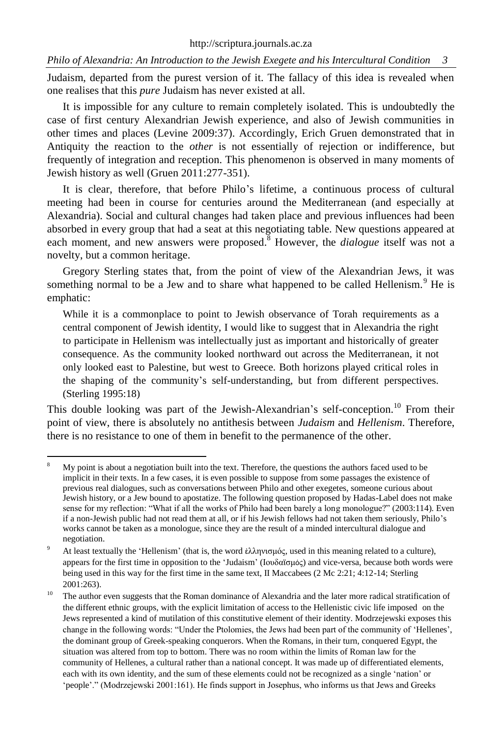Judaism, departed from the purest version of it. The fallacy of this idea is revealed when one realises that this *pure* Judaism has never existed at all.

It is impossible for any culture to remain completely isolated. This is undoubtedly the case of first century Alexandrian Jewish experience, and also of Jewish communities in other times and places (Levine 2009:37). Accordingly, Erich Gruen demonstrated that in Antiquity the reaction to the *other* is not essentially of rejection or indifference, but frequently of integration and reception. This phenomenon is observed in many moments of Jewish history as well (Gruen 2011:277-351).

It is clear, therefore, that before Philo's lifetime, a continuous process of cultural meeting had been in course for centuries around the Mediterranean (and especially at Alexandria). Social and cultural changes had taken place and previous influences had been absorbed in every group that had a seat at this negotiating table. New questions appeared at each moment, and new answers were proposed.[8] However, the *dialogue* itself was not a novelty, but a common heritage.

Gregory Sterling states that, from the point of view of the Alexandrian Jews, it was something normal to be a Jew and to share what happened to be called Hellenism.[9] He is emphatic:

> While it is a commonplace to point to Jewish observance of Torah requirements as a central component of Jewish identity, I would like to suggest that in Alexandria the right to participate in Hellenism was intellectually just as important and historically of greater consequence. As the community looked northward out across the Mediterranean, it not only looked east to Palestine, but west to Greece. Both horizons played critical roles in the shaping of the community's self-understanding, but from different perspectives. (Sterling 1995:18)

This double looking was part of the Jewish-Alexandrian's self-conception.[10] From their point of view, there is absolutely no antithesis between *Judaism* and *Hellenism*. Therefore, there is no resistance to one of them in benefit to the permanence of the other.

---

[8] My point is about a negotiation built into the text. Therefore, the questions the authors faced used to be implicit in their texts. In a few cases, it is even possible to suppose from some passages the existence of previous real dialogues, such as conversations between Philo and other exegetes, someone curious about Jewish history, or a Jew bound to apostatize. The following question proposed by Hadas-Label does not make sense for my reflection: "What if all the works of Philo had been barely a long monologue?" (2003:114). Even if a non-Jewish public had not read them at all, or if his Jewish fellows had not taken them seriously, Philo's works cannot be taken as a monologue, since they are the result of a minded intercultural dialogue and negotiation.

[9] At least textually the 'Hellenism' (that is, the word ἑλληνισμός, used in this meaning related to a culture), appears for the first time in opposition to the 'Judaism' (Ιουδαϊσμός) and vice-versa, because both words were being used in this way for the first time in the same text, II Maccabees (2 Mc 2:21; 4:12-14; Sterling 2001:263).

[10] The author even suggests that the Roman dominance of Alexandria and the later more radical stratification of the different ethnic groups, with the explicit limitation of access to the Hellenistic civic life imposed on the Jews represented a kind of mutilation of this constitutive element of their identity. Modrzejewski exposes this change in the following words: "Under the Ptolomies, the Jews had been part of the community of 'Hellenes', the dominant group of Greek-speaking conquerors. When the Romans, in their turn, conquered Egypt, the situation was altered from top to bottom. There was no room within the limits of Roman law for the community of Hellenes, a cultural rather than a national concept. It was made up of differentiated elements, each with its own identity, and the sum of these elements could not be recognized as a single 'nation' or 'people'." (Modrzejewski 2001:161). He finds support in Josephus, who informs us that Jews and Greeks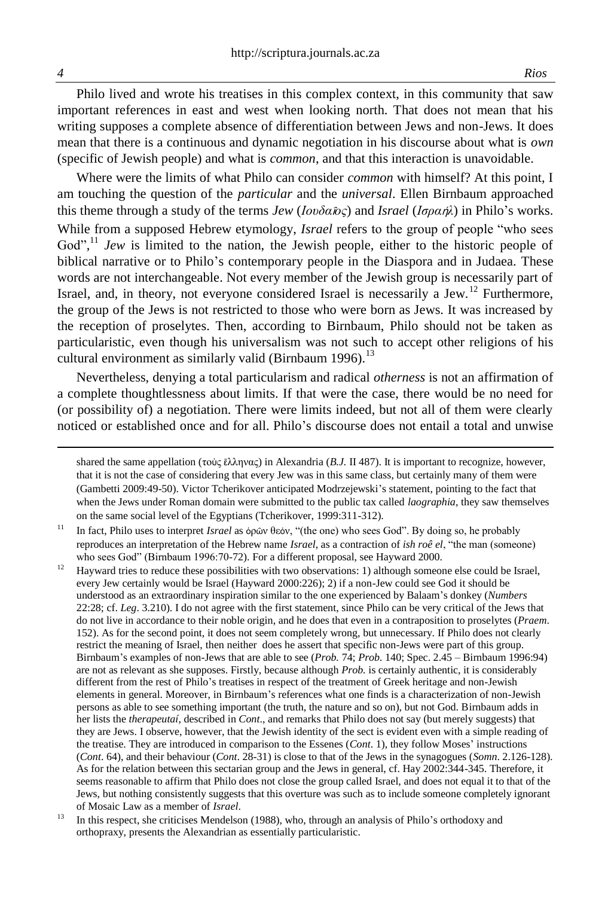Philo lived and wrote his treatises in this complex context, in this community that saw important references in east and west when looking north. That does not mean that his writing supposes a complete absence of differentiation between Jews and non-Jews. It does mean that there is a continuous and dynamic negotiation in his discourse about what is *own* (specific of Jewish people) and what is *common*, and that this interaction is unavoidable.

Where were the limits of what Philo can consider *common* with himself? At this point, I am touching the question of the *particular* and the *universal*. Ellen Birnbaum approached this theme through a study of the terms *Jew* (*Ἰουδαῖος*) and *Israel* (*Ἰσραήλ*) in Philo's works. While from a supposed Hebrew etymology, *Israel* refers to the group of people "who sees God",[11] *Jew* is limited to the nation, the Jewish people, either to the historic people of biblical narrative or to Philo's contemporary people in the Diaspora and in Judaea. These words are not interchangeable. Not every member of the Jewish group is necessarily part of Israel, and, in theory, not everyone considered Israel is necessarily a Jew.[12] Furthermore, the group of the Jews is not restricted to those who were born as Jews. It was increased by the reception of proselytes. Then, according to Birnbaum, Philo should not be taken as particularistic, even though his universalism was not such to accept other religions of his cultural environment as similarly valid (Birnbaum 1996).[13]

Nevertheless, denying a total particularism and radical *otherness* is not an affirmation of a complete thoughtlessness about limits. If that were the case, there would be no need for (or possibility of) a negotiation. There were limits indeed, but not all of them were clearly noticed or established once and for all. Philo's discourse does not entail a total and unwise

---

shared the same appellation (τοὺς ἕλληνας) in Alexandria (*B.J.* II 487). It is important to recognize, however, that it is not the case of considering that every Jew was in this same class, but certainly many of them were (Gambetti 2009:49-50). Victor Tcherikover anticipated Modrzejewski's statement, pointing to the fact that when the Jews under Roman domain were submitted to the public tax called *laographia*, they saw themselves on the same social level of the Egyptians (Tcherikover, 1999:311-312).

[11] In fact, Philo uses to interpret *Israel* as ὁρῶν θεόν, "(the one) who sees God". By doing so, he probably reproduces an interpretation of the Hebrew name *Israel*, as a contraction of *ish roê el*, "the man (someone) who sees God" (Birnbaum 1996:70-72). For a different proposal, see Hayward 2000.

[12] Hayward tries to reduce these possibilities with two observations: 1) although someone else could be Israel, every Jew certainly would be Israel (Hayward 2000:226); 2) if a non-Jew could see God it should be understood as an extraordinary inspiration similar to the one experienced by Balaam's donkey (*Numbers* 22:28; cf. *Leg*. 3.210). I do not agree with the first statement, since Philo can be very critical of the Jews that do not live in accordance to their noble origin, and he does that even in a contraposition to proselytes (*Praem*. 152). As for the second point, it does not seem completely wrong, but unnecessary. If Philo does not clearly restrict the meaning of Israel, then neither does he assert that specific non-Jews were part of this group. Birnbaum's examples of non-Jews that are able to see (*Prob.* 74; *Prob.* 140; Spec. 2.45 – Birnbaum 1996:94) are not as relevant as she supposes. Firstly, because although *Prob.* is certainly authentic, it is considerably different from the rest of Philo's treatises in respect of the treatment of Greek heritage and non-Jewish elements in general. Moreover, in Birnbaum's references what one finds is a characterization of non-Jewish persons as able to see something important (the truth, the nature and so on), but not God. Birnbaum adds in her lists the *therapeutaí*, described in *Cont*., and remarks that Philo does not say (but merely suggests) that they are Jews. I observe, however, that the Jewish identity of the sect is evident even with a simple reading of the treatise. They are introduced in comparison to the Essenes (*Cont*. 1), they follow Moses' instructions (*Cont*. 64), and their behaviour (*Cont*. 28-31) is close to that of the Jews in the synagogues (*Somn*. 2.126-128). As for the relation between this sectarian group and the Jews in general, cf. Hay 2002:344-345. Therefore, it seems reasonable to affirm that Philo does not close the group called Israel, and does not equal it to that of the Jews, but nothing consistently suggests that this overture was such as to include someone completely ignorant of Mosaic Law as a member of *Israel*.

[13] In this respect, she criticises Mendelson (1988), who, through an analysis of Philo's orthodoxy and orthopraxy, presents the Alexandrian as essentially particularistic.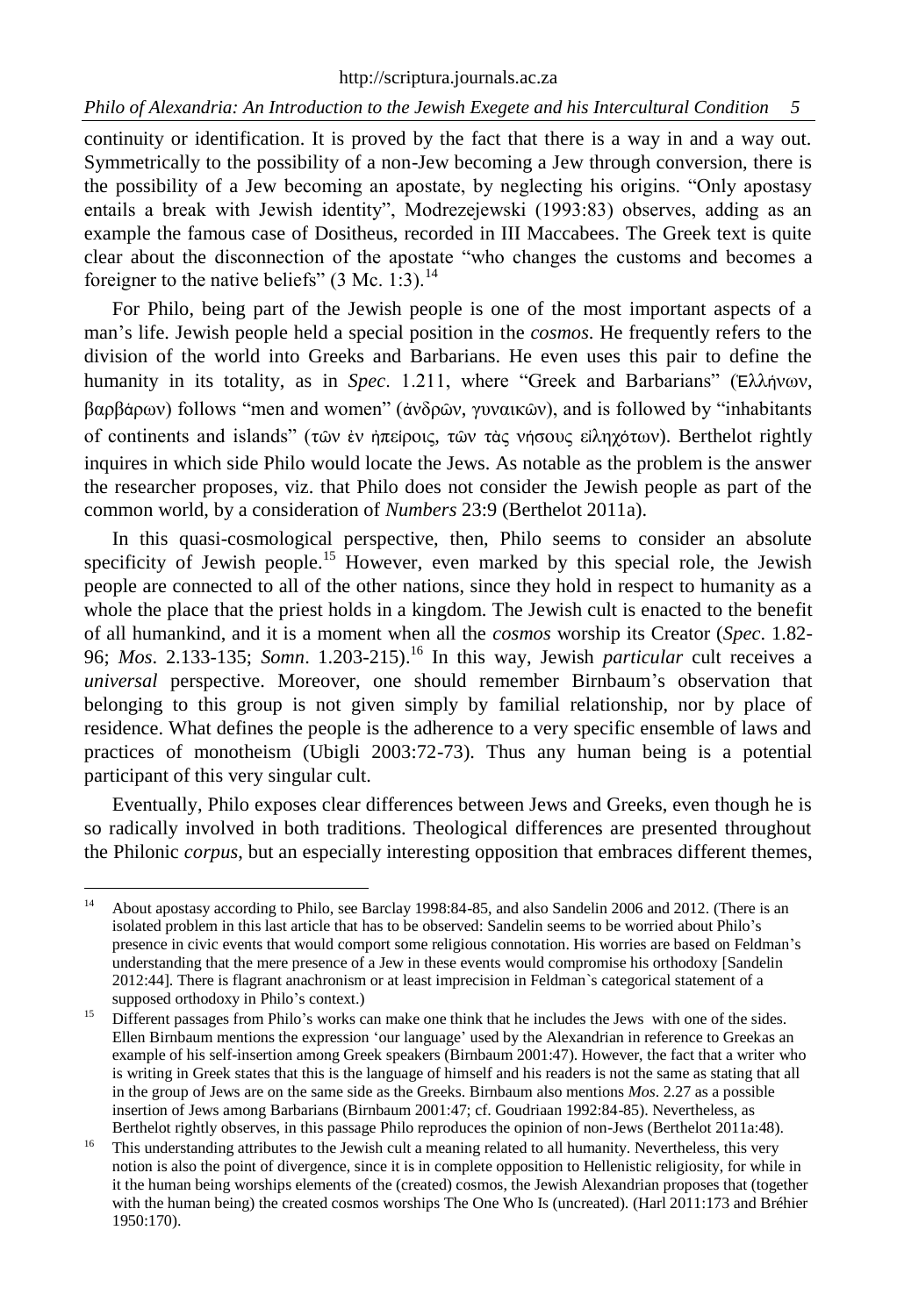continuity or identification. It is proved by the fact that there is a way in and a way out. Symmetrically to the possibility of a non-Jew becoming a Jew through conversion, there is the possibility of a Jew becoming an apostate, by neglecting his origins. "Only apostasy entails a break with Jewish identity", Modrezejewski (1993:83) observes, adding as an example the famous case of Dositheus, recorded in III Maccabees. The Greek text is quite clear about the disconnection of the apostate "who changes the customs and becomes a foreigner to the native beliefs" (3 Mc. 1:3).[14]

For Philo, being part of the Jewish people is one of the most important aspects of a man's life. Jewish people held a special position in the *cosmos*. He frequently refers to the division of the world into Greeks and Barbarians. He even uses this pair to define the humanity in its totality, as in *Spec*. 1.211, where "Greek and Barbarians" (Ἑλλήνων, βαρβάρων) follows "men and women" (ἀνδρῶν, γυναικῶν), and is followed by "inhabitants of continents and islands" (τῶν ἐν ἠπείροις, τῶν τὰς νήσους εἰληχότων). Berthelot rightly inquires in which side Philo would locate the Jews. As notable as the problem is the answer the researcher proposes, viz. that Philo does not consider the Jewish people as part of the common world, by a consideration of *Numbers* 23:9 (Berthelot 2011a).

In this quasi-cosmological perspective, then, Philo seems to consider an absolute specificity of Jewish people.[15] However, even marked by this special role, the Jewish people are connected to all of the other nations, since they hold in respect to humanity as a whole the place that the priest holds in a kingdom. The Jewish cult is enacted to the benefit of all humankind, and it is a moment when all the *cosmos* worship its Creator (*Spec*. 1.82-96; *Mos*. 2.133-135; *Somn*. 1.203-215).[16] In this way, Jewish *particular* cult receives a *universal* perspective. Moreover, one should remember Birnbaum's observation that belonging to this group is not given simply by familial relationship, nor by place of residence. What defines the people is the adherence to a very specific ensemble of laws and practices of monotheism (Ubigli 2003:72-73). Thus any human being is a potential participant of this very singular cult.

Eventually, Philo exposes clear differences between Jews and Greeks, even though he is so radically involved in both traditions. Theological differences are presented throughout the Philonic *corpus*, but an especially interesting opposition that embraces different themes,

---

[14] About apostasy according to Philo, see Barclay 1998:84-85, and also Sandelin 2006 and 2012. (There is an isolated problem in this last article that has to be observed: Sandelin seems to be worried about Philo's presence in civic events that would comport some religious connotation. His worries are based on Feldman's understanding that the mere presence of a Jew in these events would compromise his orthodoxy [Sandelin 2012:44]. There is flagrant anachronism or at least imprecision in Feldman`s categorical statement of a supposed orthodoxy in Philo's context.)

[15] Different passages from Philo's works can make one think that he includes the Jews with one of the sides. Ellen Birnbaum mentions the expression 'our language' used by the Alexandrian in reference to Greekas an example of his self-insertion among Greek speakers (Birnbaum 2001:47). However, the fact that a writer who is writing in Greek states that this is the language of himself and his readers is not the same as stating that all in the group of Jews are on the same side as the Greeks. Birnbaum also mentions *Mos*. 2.27 as a possible insertion of Jews among Barbarians (Birnbaum 2001:47; cf. Goudriaan 1992:84-85). Nevertheless, as Berthelot rightly observes, in this passage Philo reproduces the opinion of non-Jews (Berthelot 2011a:48).

[16] This understanding attributes to the Jewish cult a meaning related to all humanity. Nevertheless, this very notion is also the point of divergence, since it is in complete opposition to Hellenistic religiosity, for while in it the human being worships elements of the (created) cosmos, the Jewish Alexandrian proposes that (together with the human being) the created cosmos worships The One Who Is (uncreated). (Harl 2011:173 and Bréhier 1950:170).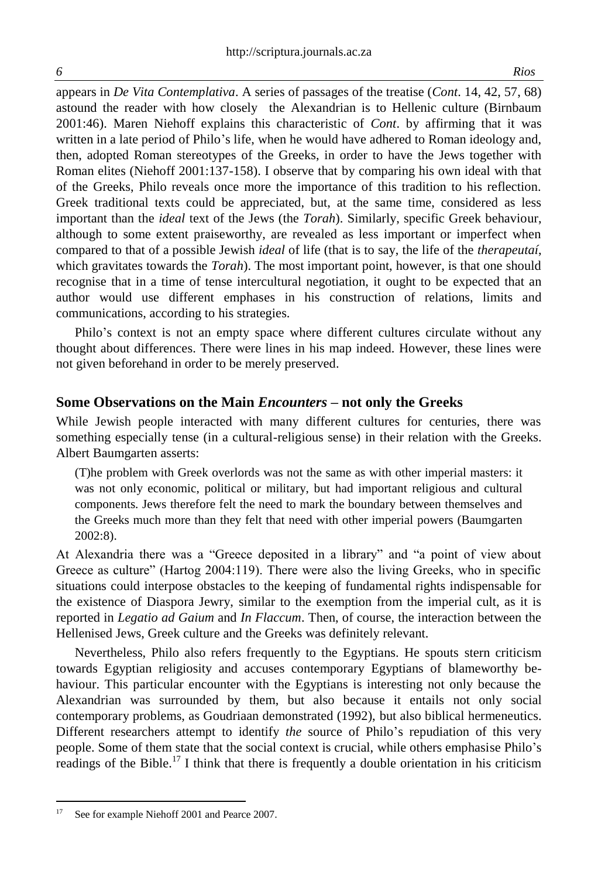appears in *De Vita Contemplativa*. A series of passages of the treatise (*Cont*. 14, 42, 57, 68) astound the reader with how closely the Alexandrian is to Hellenic culture (Birnbaum 2001:46). Maren Niehoff explains this characteristic of *Cont*. by affirming that it was written in a late period of Philo's life, when he would have adhered to Roman ideology and, then, adopted Roman stereotypes of the Greeks, in order to have the Jews together with Roman elites (Niehoff 2001:137-158). I observe that by comparing his own ideal with that of the Greeks, Philo reveals once more the importance of this tradition to his reflection. Greek traditional texts could be appreciated, but, at the same time, considered as less important than the *ideal* text of the Jews (the *Torah*). Similarly, specific Greek behaviour, although to some extent praiseworthy, are revealed as less important or imperfect when compared to that of a possible Jewish *ideal* of life (that is to say, the life of the *therapeutaí*, which gravitates towards the *Torah*). The most important point, however, is that one should recognise that in a time of tense intercultural negotiation, it ought to be expected that an author would use different emphases in his construction of relations, limits and communications, according to his strategies.

Philo's context is not an empty space where different cultures circulate without any thought about differences. There were lines in his map indeed. However, these lines were not given beforehand in order to be merely preserved.

## Some Observations on the Main *Encounters* – not only the Greeks

While Jewish people interacted with many different cultures for centuries, there was something especially tense (in a cultural-religious sense) in their relation with the Greeks. Albert Baumgarten asserts:

> (T)he problem with Greek overlords was not the same as with other imperial masters: it was not only economic, political or military, but had important religious and cultural components. Jews therefore felt the need to mark the boundary between themselves and the Greeks much more than they felt that need with other imperial powers (Baumgarten 2002:8).

At Alexandria there was a "Greece deposited in a library" and "a point of view about Greece as culture" (Hartog 2004:119). There were also the living Greeks, who in specific situations could interpose obstacles to the keeping of fundamental rights indispensable for the existence of Diaspora Jewry, similar to the exemption from the imperial cult, as it is reported in *Legatio ad Gaium* and *In Flaccum*. Then, of course, the interaction between the Hellenised Jews, Greek culture and the Greeks was definitely relevant.

Nevertheless, Philo also refers frequently to the Egyptians. He spouts stern criticism towards Egyptian religiosity and accuses contemporary Egyptians of blameworthy behaviour. This particular encounter with the Egyptians is interesting not only because the Alexandrian was surrounded by them, but also because it entails not only social contemporary problems, as Goudriaan demonstrated (1992), but also biblical hermeneutics. Different researchers attempt to identify *the* source of Philo's repudiation of this very people. Some of them state that the social context is crucial, while others emphasise Philo's readings of the Bible.[17] I think that there is frequently a double orientation in his criticism

[17] See for example Niehoff 2001 and Pearce 2007.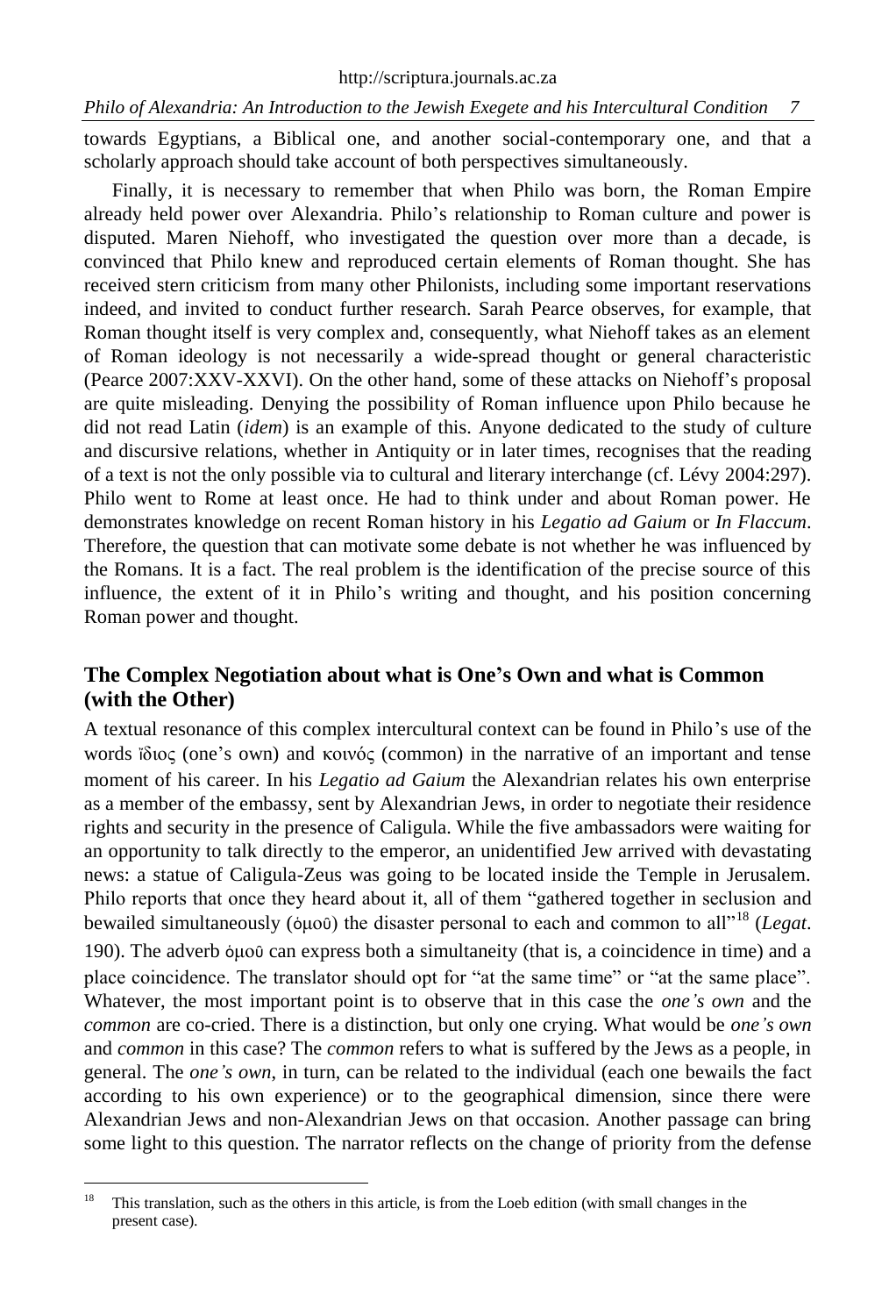towards Egyptians, a Biblical one, and another social-contemporary one, and that a scholarly approach should take account of both perspectives simultaneously.

Finally, it is necessary to remember that when Philo was born, the Roman Empire already held power over Alexandria. Philo's relationship to Roman culture and power is disputed. Maren Niehoff, who investigated the question over more than a decade, is convinced that Philo knew and reproduced certain elements of Roman thought. She has received stern criticism from many other Philonists, including some important reservations indeed, and invited to conduct further research. Sarah Pearce observes, for example, that Roman thought itself is very complex and, consequently, what Niehoff takes as an element of Roman ideology is not necessarily a wide-spread thought or general characteristic (Pearce 2007:XXV-XXVI). On the other hand, some of these attacks on Niehoff's proposal are quite misleading. Denying the possibility of Roman influence upon Philo because he did not read Latin (*idem*) is an example of this. Anyone dedicated to the study of culture and discursive relations, whether in Antiquity or in later times, recognises that the reading of a text is not the only possible via to cultural and literary interchange (cf. Lévy 2004:297). Philo went to Rome at least once. He had to think under and about Roman power. He demonstrates knowledge on recent Roman history in his *Legatio ad Gaium* or *In Flaccum*. Therefore, the question that can motivate some debate is not whether he was influenced by the Romans. It is a fact. The real problem is the identification of the precise source of this influence, the extent of it in Philo's writing and thought, and his position concerning Roman power and thought.

## The Complex Negotiation about what is One's Own and what is Common (with the Other)

A textual resonance of this complex intercultural context can be found in Philo's use of the words ἴδιος (one's own) and κοινός (common) in the narrative of an important and tense moment of his career. In his *Legatio ad Gaium* the Alexandrian relates his own enterprise as a member of the embassy, sent by Alexandrian Jews, in order to negotiate their residence rights and security in the presence of Caligula. While the five ambassadors were waiting for an opportunity to talk directly to the emperor, an unidentified Jew arrived with devastating news: a statue of Caligula-Zeus was going to be located inside the Temple in Jerusalem. Philo reports that once they heard about it, all of them "gathered together in seclusion and bewailed simultaneously (ὁμοῦ) the disaster personal to each and common to all"[18] (*Legat*. 190). The adverb ὁμοῦ can express both a simultaneity (that is, a coincidence in time) and a place coincidence. The translator should opt for "at the same time" or "at the same place". Whatever, the most important point is to observe that in this case the *one's own* and the *common* are co-cried. There is a distinction, but only one crying. What would be *one's own* and *common* in this case? The *common* refers to what is suffered by the Jews as a people, in general. The *one's own*, in turn, can be related to the individual (each one bewails the fact according to his own experience) or to the geographical dimension, since there were Alexandrian Jews and non-Alexandrian Jews on that occasion. Another passage can bring some light to this question. The narrator reflects on the change of priority from the defense

---

[18] This translation, such as the others in this article, is from the Loeb edition (with small changes in the present case).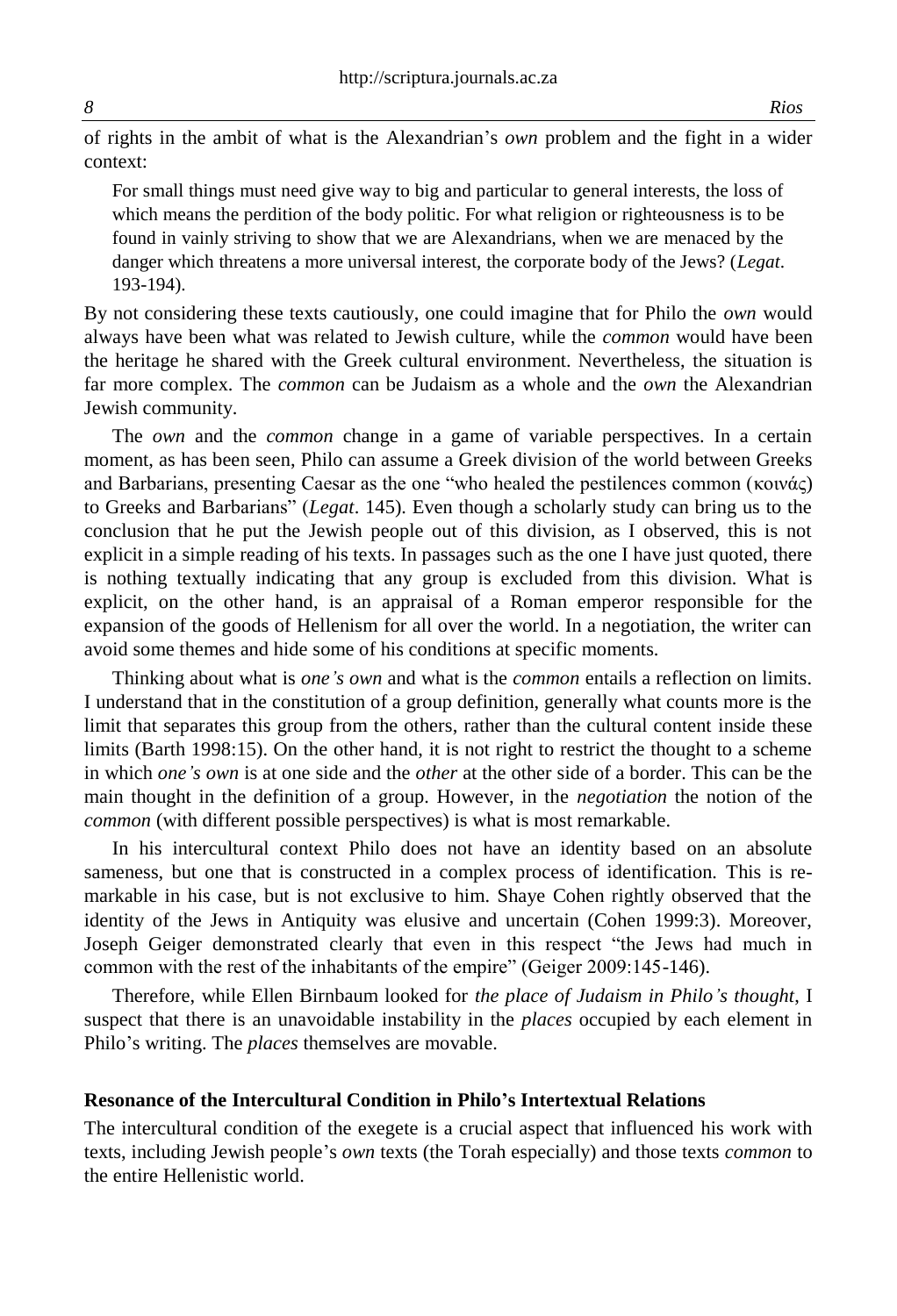of rights in the ambit of what is the Alexandrian's *own* problem and the fight in a wider context:

> For small things must need give way to big and particular to general interests, the loss of which means the perdition of the body politic. For what religion or righteousness is to be found in vainly striving to show that we are Alexandrians, when we are menaced by the danger which threatens a more universal interest, the corporate body of the Jews? (*Legat*. 193-194).

By not considering these texts cautiously, one could imagine that for Philo the *own* would always have been what was related to Jewish culture, while the *common* would have been the heritage he shared with the Greek cultural environment. Nevertheless, the situation is far more complex. The *common* can be Judaism as a whole and the *own* the Alexandrian Jewish community.

The *own* and the *common* change in a game of variable perspectives. In a certain moment, as has been seen, Philo can assume a Greek division of the world between Greeks and Barbarians, presenting Caesar as the one "who healed the pestilences common (κοινάς) to Greeks and Barbarians" (*Legat*. 145). Even though a scholarly study can bring us to the conclusion that he put the Jewish people out of this division, as I observed, this is not explicit in a simple reading of his texts. In passages such as the one I have just quoted, there is nothing textually indicating that any group is excluded from this division. What is explicit, on the other hand, is an appraisal of a Roman emperor responsible for the expansion of the goods of Hellenism for all over the world. In a negotiation, the writer can avoid some themes and hide some of his conditions at specific moments.

Thinking about what is *one's own* and what is the *common* entails a reflection on limits. I understand that in the constitution of a group definition, generally what counts more is the limit that separates this group from the others, rather than the cultural content inside these limits (Barth 1998:15). On the other hand, it is not right to restrict the thought to a scheme in which *one's own* is at one side and the *other* at the other side of a border. This can be the main thought in the definition of a group. However, in the *negotiation* the notion of the *common* (with different possible perspectives) is what is most remarkable.

In his intercultural context Philo does not have an identity based on an absolute sameness, but one that is constructed in a complex process of identification. This is remarkable in his case, but is not exclusive to him. Shaye Cohen rightly observed that the identity of the Jews in Antiquity was elusive and uncertain (Cohen 1999:3). Moreover, Joseph Geiger demonstrated clearly that even in this respect "the Jews had much in common with the rest of the inhabitants of the empire" (Geiger 2009:145-146).

Therefore, while Ellen Birnbaum looked for *the place of Judaism in Philo's thought*, I suspect that there is an unavoidable instability in the *places* occupied by each element in Philo's writing. The *places* themselves are movable.

## Resonance of the Intercultural Condition in Philo's Intertextual Relations

The intercultural condition of the exegete is a crucial aspect that influenced his work with texts, including Jewish people's *own* texts (the Torah especially) and those texts *common* to the entire Hellenistic world.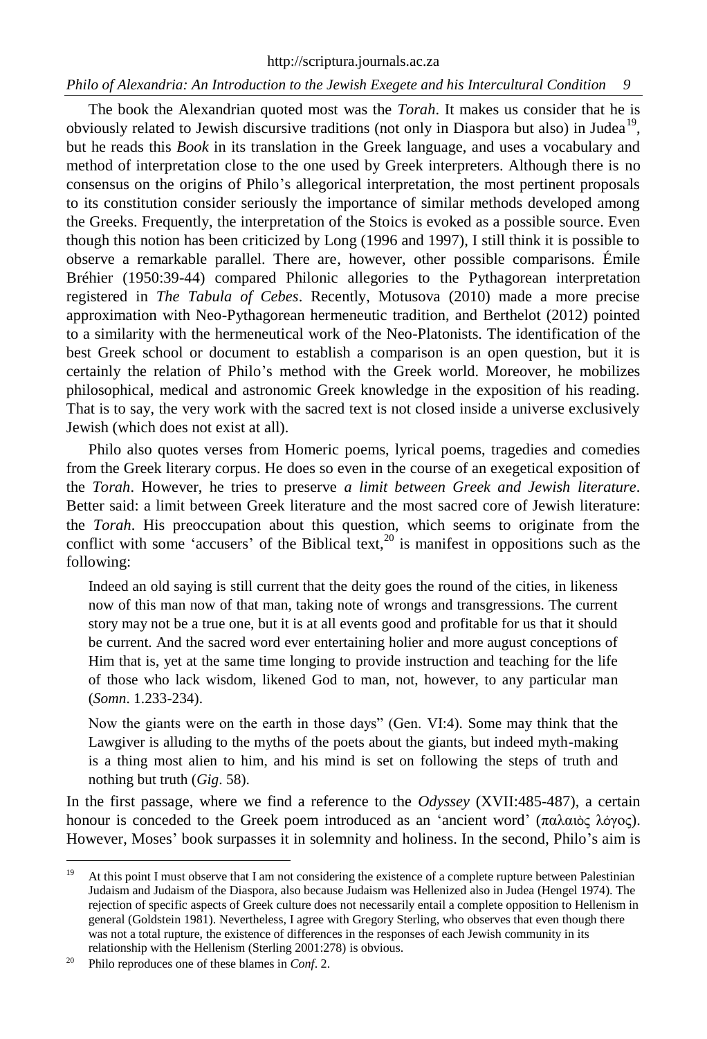The book the Alexandrian quoted most was the *Torah*. It makes us consider that he is obviously related to Jewish discursive traditions (not only in Diaspora but also) in Judea[19], but he reads this *Book* in its translation in the Greek language, and uses a vocabulary and method of interpretation close to the one used by Greek interpreters. Although there is no consensus on the origins of Philo's allegorical interpretation, the most pertinent proposals to its constitution consider seriously the importance of similar methods developed among the Greeks. Frequently, the interpretation of the Stoics is evoked as a possible source. Even though this notion has been criticized by Long (1996 and 1997), I still think it is possible to observe a remarkable parallel. There are, however, other possible comparisons. Émile Bréhier (1950:39-44) compared Philonic allegories to the Pythagorean interpretation registered in *The Tabula of Cebes*. Recently, Motusova (2010) made a more precise approximation with Neo-Pythagorean hermeneutic tradition, and Berthelot (2012) pointed to a similarity with the hermeneutical work of the Neo-Platonists. The identification of the best Greek school or document to establish a comparison is an open question, but it is certainly the relation of Philo's method with the Greek world. Moreover, he mobilizes philosophical, medical and astronomic Greek knowledge in the exposition of his reading. That is to say, the very work with the sacred text is not closed inside a universe exclusively Jewish (which does not exist at all).

Philo also quotes verses from Homeric poems, lyrical poems, tragedies and comedies from the Greek literary corpus. He does so even in the course of an exegetical exposition of the *Torah*. However, he tries to preserve *a limit between Greek and Jewish literature*. Better said: a limit between Greek literature and the most sacred core of Jewish literature: the *Torah*. His preoccupation about this question, which seems to originate from the conflict with some 'accusers' of the Biblical text,[20] is manifest in oppositions such as the following:

> Indeed an old saying is still current that the deity goes the round of the cities, in likeness now of this man now of that man, taking note of wrongs and transgressions. The current story may not be a true one, but it is at all events good and profitable for us that it should be current. And the sacred word ever entertaining holier and more august conceptions of Him that is, yet at the same time longing to provide instruction and teaching for the life of those who lack wisdom, likened God to man, not, however, to any particular man (*Somn*. 1.233-234).

> Now the giants were on the earth in those days" (Gen. VI:4). Some may think that the Lawgiver is alluding to the myths of the poets about the giants, but indeed myth-making is a thing most alien to him, and his mind is set on following the steps of truth and nothing but truth (*Gig*. 58).

In the first passage, where we find a reference to the *Odyssey* (XVII:485-487), a certain honour is conceded to the Greek poem introduced as an 'ancient word' (παλαιὸς λόγος). However, Moses' book surpasses it in solemnity and holiness. In the second, Philo's aim is

---

[19] At this point I must observe that I am not considering the existence of a complete rupture between Palestinian Judaism and Judaism of the Diaspora, also because Judaism was Hellenized also in Judea (Hengel 1974). The rejection of specific aspects of Greek culture does not necessarily entail a complete opposition to Hellenism in general (Goldstein 1981). Nevertheless, I agree with Gregory Sterling, who observes that even though there was not a total rupture, the existence of differences in the responses of each Jewish community in its relationship with the Hellenism (Sterling 2001:278) is obvious.

[20] Philo reproduces one of these blames in *Conf*. 2.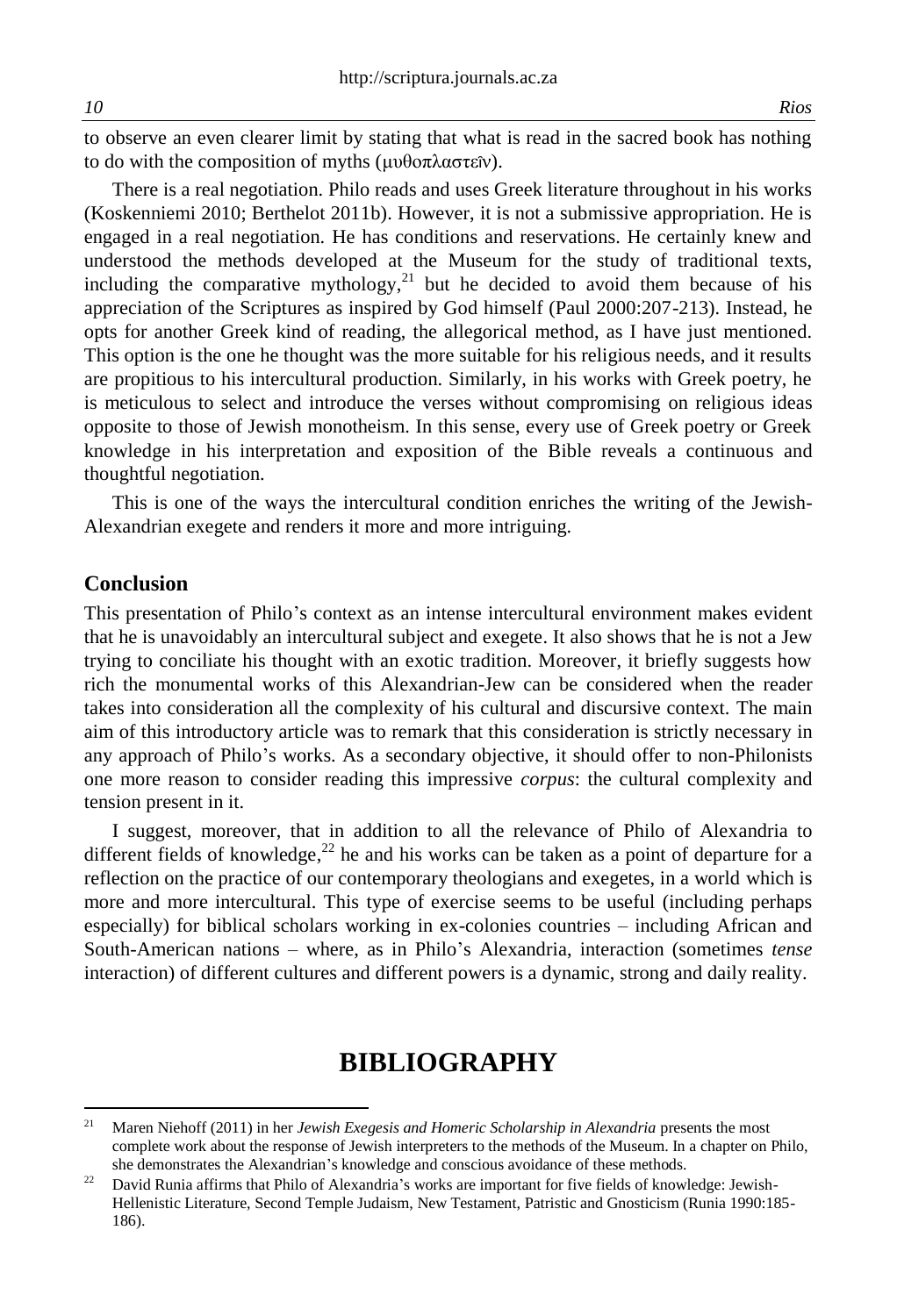to observe an even clearer limit by stating that what is read in the sacred book has nothing to do with the composition of myths (μυθοπλαστεῖν).

There is a real negotiation. Philo reads and uses Greek literature throughout in his works (Koskenniemi 2010; Berthelot 2011b). However, it is not a submissive appropriation. He is engaged in a real negotiation. He has conditions and reservations. He certainly knew and understood the methods developed at the Museum for the study of traditional texts, including the comparative mythology,[21] but he decided to avoid them because of his appreciation of the Scriptures as inspired by God himself (Paul 2000:207-213). Instead, he opts for another Greek kind of reading, the allegorical method, as I have just mentioned. This option is the one he thought was the more suitable for his religious needs, and it results are propitious to his intercultural production. Similarly, in his works with Greek poetry, he is meticulous to select and introduce the verses without compromising on religious ideas opposite to those of Jewish monotheism. In this sense, every use of Greek poetry or Greek knowledge in his interpretation and exposition of the Bible reveals a continuous and thoughtful negotiation.

This is one of the ways the intercultural condition enriches the writing of the Jewish-Alexandrian exegete and renders it more and more intriguing.

## Conclusion

This presentation of Philo's context as an intense intercultural environment makes evident that he is unavoidably an intercultural subject and exegete. It also shows that he is not a Jew trying to conciliate his thought with an exotic tradition. Moreover, it briefly suggests how rich the monumental works of this Alexandrian-Jew can be considered when the reader takes into consideration all the complexity of his cultural and discursive context. The main aim of this introductory article was to remark that this consideration is strictly necessary in any approach of Philo's works. As a secondary objective, it should offer to non-Philonists one more reason to consider reading this impressive *corpus*: the cultural complexity and tension present in it.

I suggest, moreover, that in addition to all the relevance of Philo of Alexandria to different fields of knowledge,[22] he and his works can be taken as a point of departure for a reflection on the practice of our contemporary theologians and exegetes, in a world which is more and more intercultural. This type of exercise seems to be useful (including perhaps especially) for biblical scholars working in ex-colonies countries – including African and South-American nations – where, as in Philo's Alexandria, interaction (sometimes *tense* interaction) of different cultures and different powers is a dynamic, strong and daily reality.

# BIBLIOGRAPHY

[21] Maren Niehoff (2011) in her *Jewish Exegesis and Homeric Scholarship in Alexandria* presents the most complete work about the response of Jewish interpreters to the methods of the Museum. In a chapter on Philo, she demonstrates the Alexandrian's knowledge and conscious avoidance of these methods.

[22] David Runia affirms that Philo of Alexandria's works are important for five fields of knowledge: Jewish-Hellenistic Literature, Second Temple Judaism, New Testament, Patristic and Gnosticism (Runia 1990:185-186).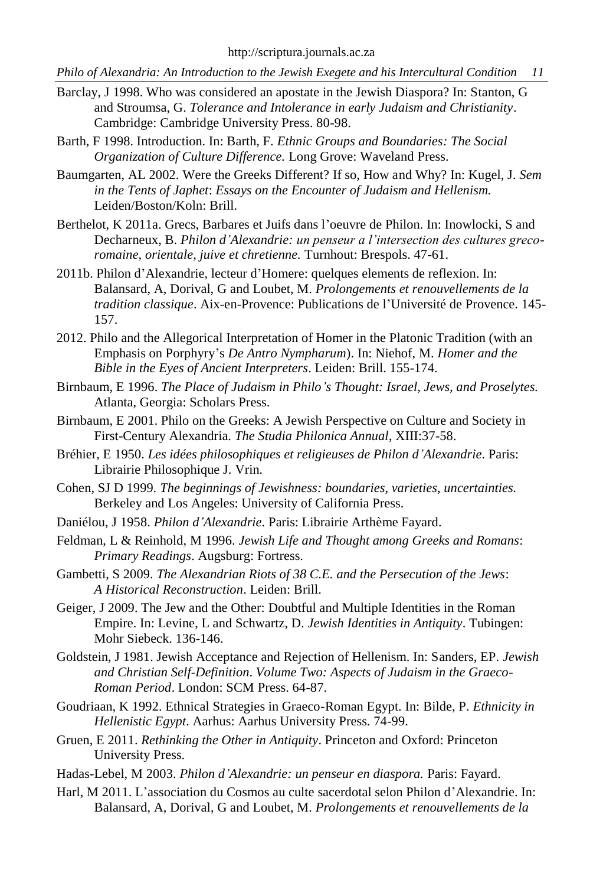Barclay, J 1998. Who was considered an apostate in the Jewish Diaspora? In: Stanton, G and Stroumsa, G. *Tolerance and Intolerance in early Judaism and Christianity*. Cambridge: Cambridge University Press. 80-98.

Barth, F 1998. Introduction. In: Barth, F. *Ethnic Groups and Boundaries: The Social Organization of Culture Difference.* Long Grove: Waveland Press.

Baumgarten, AL 2002. Were the Greeks Different? If so, How and Why? In: Kugel, J. *Sem in the Tents of Japhet*: *Essays on the Encounter of Judaism and Hellenism.* Leiden/Boston/Koln: Brill.

Berthelot, K 2011a. Grecs, Barbares et Juifs dans l'oeuvre de Philon. In: Inowlocki, S and Decharneux, B. *Philon d'Alexandrie: un penseur a l'intersection des cultures greco-romaine, orientale, juive et chretienne.* Turnhout: Brespols. 47-61.

2011b. Philon d'Alexandrie, lecteur d'Homere: quelques elements de reflexion. In: Balansard, A, Dorival, G and Loubet, M. *Prolongements et renouvellements de la tradition classique*. Aix-en-Provence: Publications de l'Université de Provence. 145-157.

2012. Philo and the Allegorical Interpretation of Homer in the Platonic Tradition (with an Emphasis on Porphyry's *De Antro Nympharum*). In: Niehof, M. *Homer and the Bible in the Eyes of Ancient Interpreters*. Leiden: Brill. 155-174.

Birnbaum, E 1996. *The Place of Judaism in Philo's Thought: Israel, Jews, and Proselytes.* Atlanta, Georgia: Scholars Press.

Birnbaum, E 2001. Philo on the Greeks: A Jewish Perspective on Culture and Society in First-Century Alexandria. *The Studia Philonica Annual*, XIII:37-58.

Bréhier, E 1950. *Les idées philosophiques et religieuses de Philon d'Alexandrie*. Paris: Librairie Philosophique J. Vrin.

Cohen, SJ D 1999. *The beginnings of Jewishness: boundaries, varieties, uncertainties.* Berkeley and Los Angeles: University of California Press.

Daniélou, J 1958. *Philon d'Alexandrie*. Paris: Librairie Arthème Fayard.

Feldman, L & Reinhold, M 1996. *Jewish Life and Thought among Greeks and Romans*: *Primary Readings*. Augsburg: Fortress.

Gambetti, S 2009. *The Alexandrian Riots of 38 C.E. and the Persecution of the Jews*: *A Historical Reconstruction*. Leiden: Brill.

Geiger, J 2009. The Jew and the Other: Doubtful and Multiple Identities in the Roman Empire. In: Levine, L and Schwartz, D. *Jewish Identities in Antiquity*. Tubingen: Mohr Siebeck. 136-146.

Goldstein, J 1981. Jewish Acceptance and Rejection of Hellenism. In: Sanders, EP. *Jewish and Christian Self-Definition. Volume Two: Aspects of Judaism in the Graeco-Roman Period*. London: SCM Press. 64-87.

Goudriaan, K 1992. Ethnical Strategies in Graeco-Roman Egypt. In: Bilde, P. *Ethnicity in Hellenistic Egypt*. Aarhus: Aarhus University Press. 74-99.

Gruen, E 2011. *Rethinking the Other in Antiquity*. Princeton and Oxford: Princeton University Press.

Hadas-Lebel, M 2003. *Philon d'Alexandrie: un penseur en diaspora.* Paris: Fayard.

Harl, M 2011. L'association du Cosmos au culte sacerdotal selon Philon d'Alexandrie. In: Balansard, A, Dorival, G and Loubet, M. *Prolongements et renouvellements de la*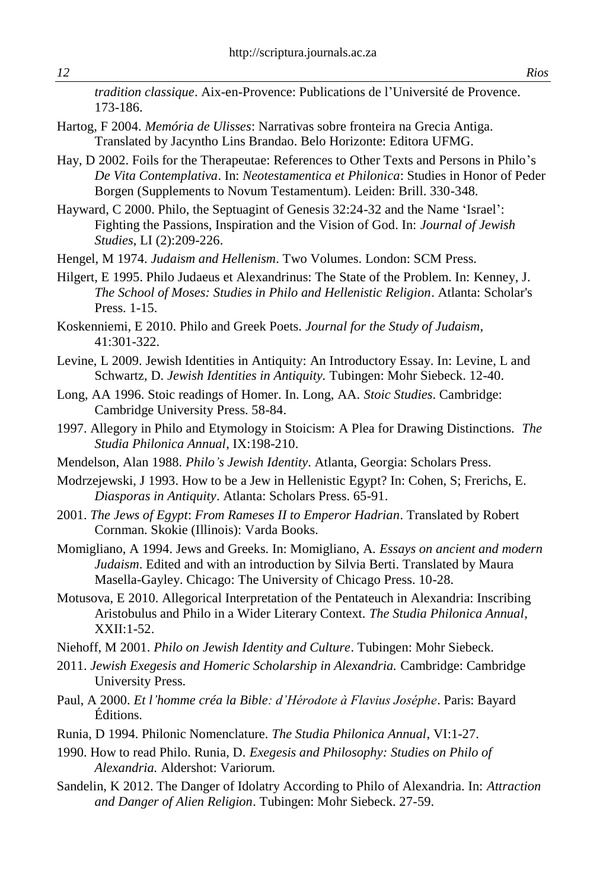*tradition classique*. Aix-en-Provence: Publications de l'Université de Provence. 173-186.

Hartog, F 2004. *Memória de Ulisses*: Narrativas sobre fronteira na Grecia Antiga. Translated by Jacyntho Lins Brandao. Belo Horizonte: Editora UFMG.

Hay, D 2002. Foils for the Therapeutae: References to Other Texts and Persons in Philo's *De Vita Contemplativa*. In: *Neotestamentica et Philonica*: Studies in Honor of Peder Borgen (Supplements to Novum Testamentum). Leiden: Brill. 330-348.

Hayward, C 2000. Philo, the Septuagint of Genesis 32:24-32 and the Name 'Israel': Fighting the Passions, Inspiration and the Vision of God. In: *Journal of Jewish Studies*, LI (2):209-226.

Hengel, M 1974. *Judaism and Hellenism*. Two Volumes. London: SCM Press.

Hilgert, E 1995. Philo Judaeus et Alexandrinus: The State of the Problem. In: Kenney, J. *The School of Moses: Studies in Philo and Hellenistic Religion*. Atlanta: Scholar's Press. 1-15.

Koskenniemi, E 2010. Philo and Greek Poets. *Journal for the Study of Judaism*, 41:301-322.

Levine, L 2009. Jewish Identities in Antiquity: An Introductory Essay. In: Levine, L and Schwartz, D. *Jewish Identities in Antiquity.* Tubingen: Mohr Siebeck. 12-40.

Long, AA 1996. Stoic readings of Homer. In. Long, AA. *Stoic Studies*. Cambridge: Cambridge University Press. 58-84.

1997. Allegory in Philo and Etymology in Stoicism: A Plea for Drawing Distinctions. *The Studia Philonica Annual*, IX:198-210.

Mendelson, Alan 1988. *Philo's Jewish Identity*. Atlanta, Georgia: Scholars Press.

Modrzejewski, J 1993. How to be a Jew in Hellenistic Egypt? In: Cohen, S; Frerichs, E. *Diasporas in Antiquity*. Atlanta: Scholars Press. 65-91.

2001. *The Jews of Egypt*: *From Rameses II to Emperor Hadrian*. Translated by Robert Cornman. Skokie (Illinois): Varda Books.

Momigliano, A 1994. Jews and Greeks. In: Momigliano, A. *Essays on ancient and modern Judaism*. Edited and with an introduction by Silvia Berti. Translated by Maura Masella-Gayley. Chicago: The University of Chicago Press. 10-28.

Motusova, E 2010. Allegorical Interpretation of the Pentateuch in Alexandria: Inscribing Aristobulus and Philo in a Wider Literary Context. *The Studia Philonica Annual*, XXII:1-52.

Niehoff, M 2001. *Philo on Jewish Identity and Culture*. Tubingen: Mohr Siebeck.

2011. *Jewish Exegesis and Homeric Scholarship in Alexandria.* Cambridge: Cambridge University Press.

Paul, A 2000. *Et l'homme créa la Bible: d'Hérodote à Flavius Joséphe*. Paris: Bayard Éditions.

Runia, D 1994. Philonic Nomenclature. *The Studia Philonica Annual*, VI:1-27.

1990. How to read Philo. Runia, D. *Exegesis and Philosophy: Studies on Philo of Alexandria.* Aldershot: Variorum.

Sandelin, K 2012. The Danger of Idolatry According to Philo of Alexandria. In: *Attraction and Danger of Alien Religion*. Tubingen: Mohr Siebeck. 27-59.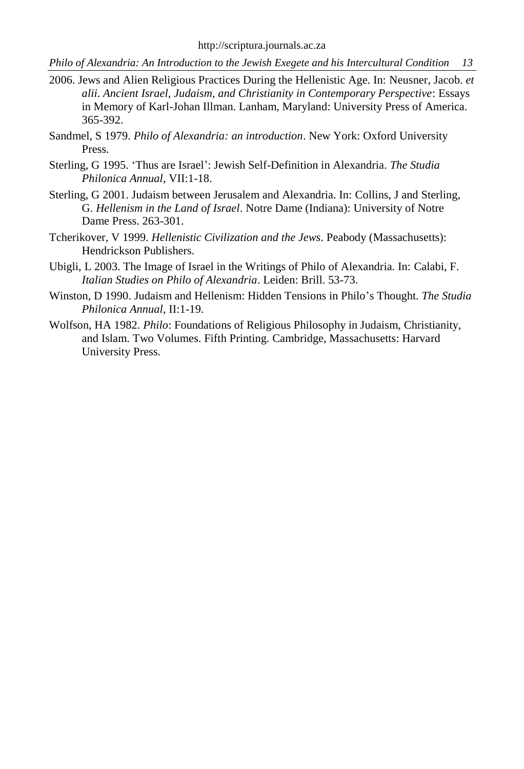2006. Jews and Alien Religious Practices During the Hellenistic Age. In: Neusner, Jacob. *et alii*. *Ancient Israel, Judaism, and Christianity in Contemporary Perspective*: Essays in Memory of Karl-Johan Illman. Lanham, Maryland: University Press of America. 365-392.

Sandmel, S 1979. *Philo of Alexandria: an introduction*. New York: Oxford University Press.

Sterling, G 1995. 'Thus are Israel': Jewish Self-Definition in Alexandria. *The Studia Philonica Annual*, VII:1-18.

Sterling, G 2001. Judaism between Jerusalem and Alexandria. In: Collins, J and Sterling, G. *Hellenism in the Land of Israel*. Notre Dame (Indiana): University of Notre Dame Press. 263-301.

Tcherikover, V 1999. *Hellenistic Civilization and the Jews*. Peabody (Massachusetts): Hendrickson Publishers.

Ubigli, L 2003. The Image of Israel in the Writings of Philo of Alexandria. In: Calabi, F. *Italian Studies on Philo of Alexandria*. Leiden: Brill. 53-73.

Winston, D 1990. Judaism and Hellenism: Hidden Tensions in Philo's Thought. *The Studia Philonica Annual*, II:1-19.

Wolfson, HA 1982. *Philo*: Foundations of Religious Philosophy in Judaism, Christianity, and Islam. Two Volumes. Fifth Printing. Cambridge, Massachusetts: Harvard University Press.